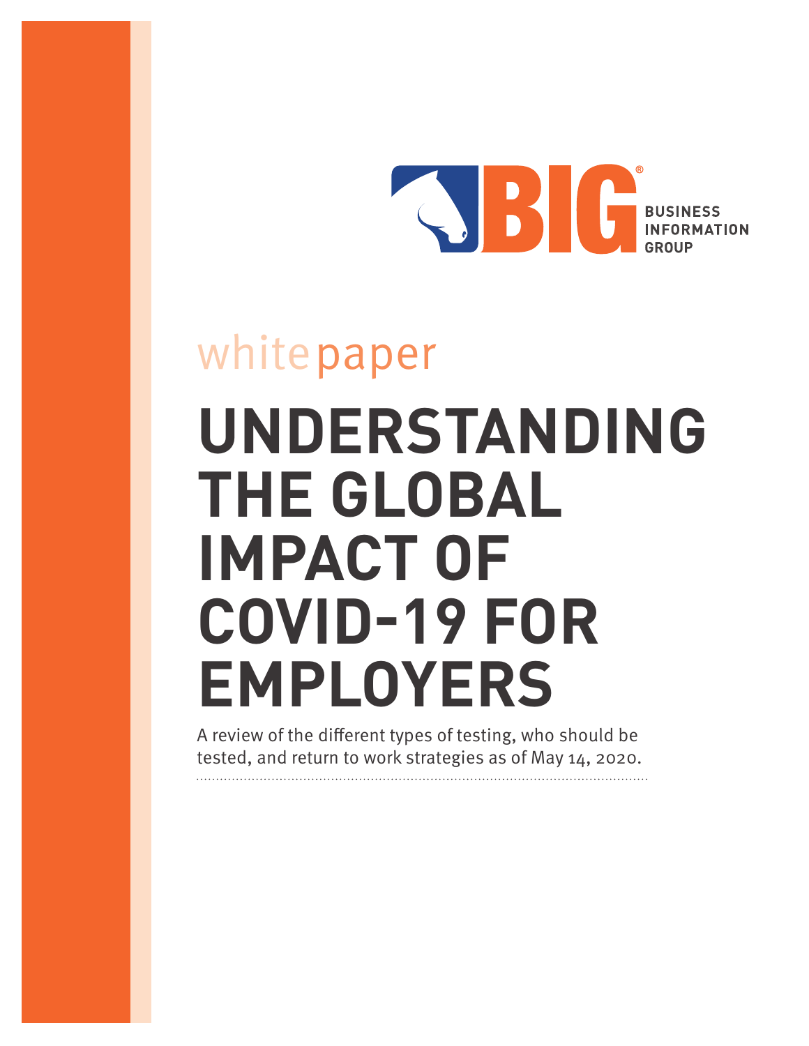BIG® BUSINESS INFORMATION GROUP

white paper

# UNDERSTANDING THE GLOBAL IMPACT OF COVID-19 FOR EMPLOYERS

A review of the different types of testing, who should be tested, and return to work strategies as of May 14, 2020.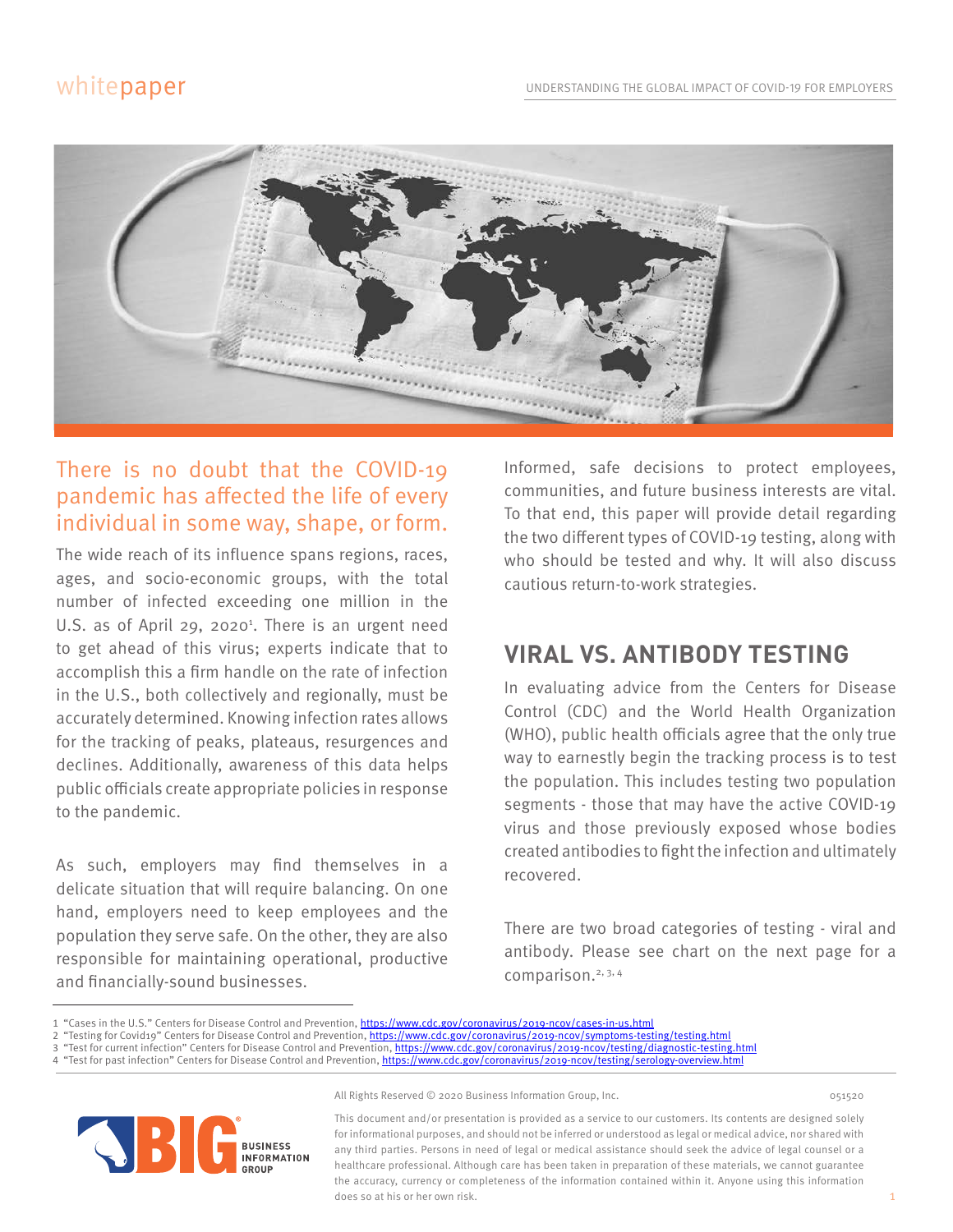## There is no doubt that the COVID-19 pandemic has affected the life of every individual in some way, shape, or form.

The wide reach of its influence spans regions, races, ages, and socio-economic groups, with the total number of infected exceeding one million in the U.S. as of April 29, 2020[1]. There is an urgent need to get ahead of this virus; experts indicate that to accomplish this a firm handle on the rate of infection in the U.S., both collectively and regionally, must be accurately determined. Knowing infection rates allows for the tracking of peaks, plateaus, resurgences and declines. Additionally, awareness of this data helps public officials create appropriate policies in response to the pandemic.

As such, employers may find themselves in a delicate situation that will require balancing. On one hand, employers need to keep employees and the population they serve safe. On the other, they are also responsible for maintaining operational, productive and financially-sound businesses.

Informed, safe decisions to protect employees, communities, and future business interests are vital. To that end, this paper will provide detail regarding the two different types of COVID-19 testing, along with who should be tested and why. It will also discuss cautious return-to-work strategies.

## VIRAL VS. ANTIBODY TESTING

In evaluating advice from the Centers for Disease Control (CDC) and the World Health Organization (WHO), public health officials agree that the only true way to earnestly begin the tracking process is to test the population. This includes testing two population segments - those that may have the active COVID-19 virus and those previously exposed whose bodies created antibodies to fight the infection and ultimately recovered.

There are two broad categories of testing - viral and antibody. Please see chart on the next page for a comparison.[2, 3, 4]

1 "Cases in the U.S." Centers for Disease Control and Prevention, https://www.cdc.gov/coronavirus/2019-ncov/cases-in-us.html
2 "Testing for Covid19" Centers for Disease Control and Prevention, https://www.cdc.gov/coronavirus/2019-ncov/symptoms-testing/testing.html
3 "Test for current infection" Centers for Disease Control and Prevention, https://www.cdc.gov/coronavirus/2019-ncov/testing/diagnostic-testing.html
4 "Test for past infection" Centers for Disease Control and Prevention, https://www.cdc.gov/coronavirus/2019-ncov/testing/serology-overview.html

All Rights Reserved © 2020 Business Information Group, Inc.

051520

This document and/or presentation is provided as a service to our customers. Its contents are designed solely for informational purposes, and should not be inferred or understood as legal or medical advice, nor shared with any third parties. Persons in need of legal or medical assistance should seek the advice of legal counsel or a healthcare professional. Although care has been taken in preparation of these materials, we cannot guarantee the accuracy, currency or completeness of the information contained within it. Anyone using this information does so at his or her own risk.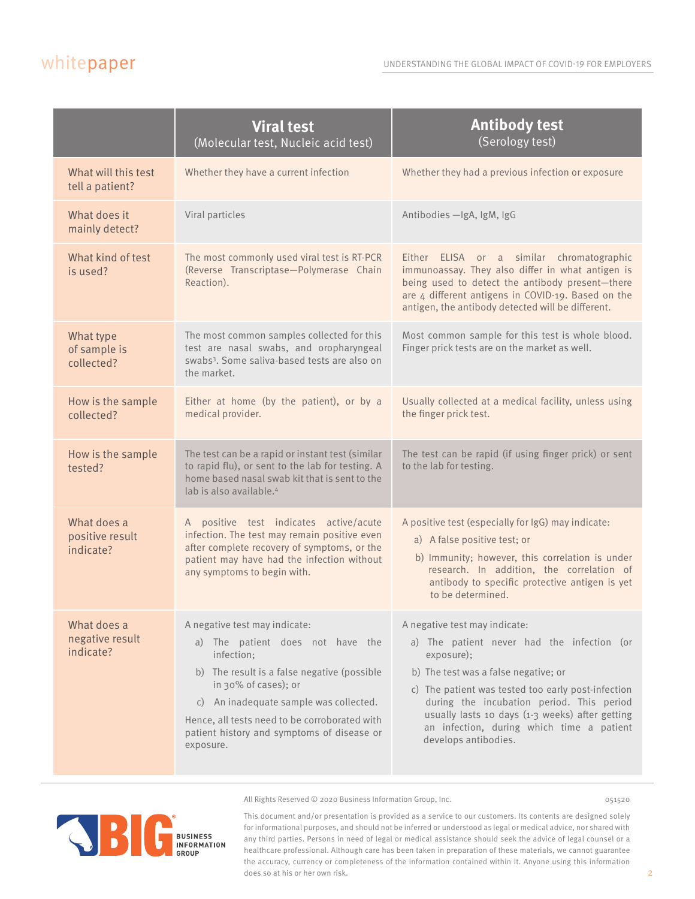| | **Viral test** (Molecular test, Nucleic acid test) | **Antibody test** (Serology test) |
|---|---|---|
| What will this test tell a patient? | Whether they have a current infection | Whether they had a previous infection or exposure |
| What does it mainly detect? | Viral particles | Antibodies —IgA, IgM, IgG |
| What kind of test is used? | The most commonly used viral test is RT-PCR (Reverse Transcriptase—Polymerase Chain Reaction). | Either ELISA or a similar chromatographic immunoassay. They also differ in what antigen is being used to detect the antibody present—there are 4 different antigens in COVID-19. Based on the antigen, the antibody detected will be different. |
| What type of sample is collected? | The most common samples collected for this test are nasal swabs, and oropharyngeal swabs[3]. Some saliva-based tests are also on the market. | Most common sample for this test is whole blood. Finger prick tests are on the market as well. |
| How is the sample collected? | Either at home (by the patient), or by a medical provider. | Usually collected at a medical facility, unless using the finger prick test. |
| How is the sample tested? | The test can be a rapid or instant test (similar to rapid flu), or sent to the lab for testing. A home based nasal swab kit that is sent to the lab is also available.[4] | The test can be rapid (if using finger prick) or sent to the lab for testing. |
| What does a positive result indicate? | A positive test indicates active/acute infection. The test may remain positive even after complete recovery of symptoms, or the patient may have had the infection without any symptoms to begin with. | A positive test (especially for IgG) may indicate:<br>a) A false positive test; or<br>b) Immunity; however, this correlation is under research. In addition, the correlation of antibody to specific protective antigen is yet to be determined. |
| What does a negative result indicate? | A negative test may indicate:<br>a) The patient does not have the infection;<br>b) The result is a false negative (possible in 30% of cases); or<br>c) An inadequate sample was collected.<br>Hence, all tests need to be corroborated with patient history and symptoms of disease or exposure. | A negative test may indicate:<br>a) The patient never had the infection (or exposure);<br>b) The test was a false negative; or<br>c) The patient was tested too early post-infection during the incubation period. This period usually lasts 10 days (1-3 weeks) after getting an infection, during which time a patient develops antibodies. |

All Rights Reserved © 2020 Business Information Group, Inc.

051520

This document and/or presentation is provided as a service to our customers. Its contents are designed solely for informational purposes, and should not be inferred or understood as legal or medical advice, nor shared with any third parties. Persons in need of legal or medical assistance should seek the advice of legal counsel or a healthcare professional. Although care has been taken in preparation of these materials, we cannot guarantee the accuracy, currency or completeness of the information contained within it. Anyone using this information does so at his or her own risk.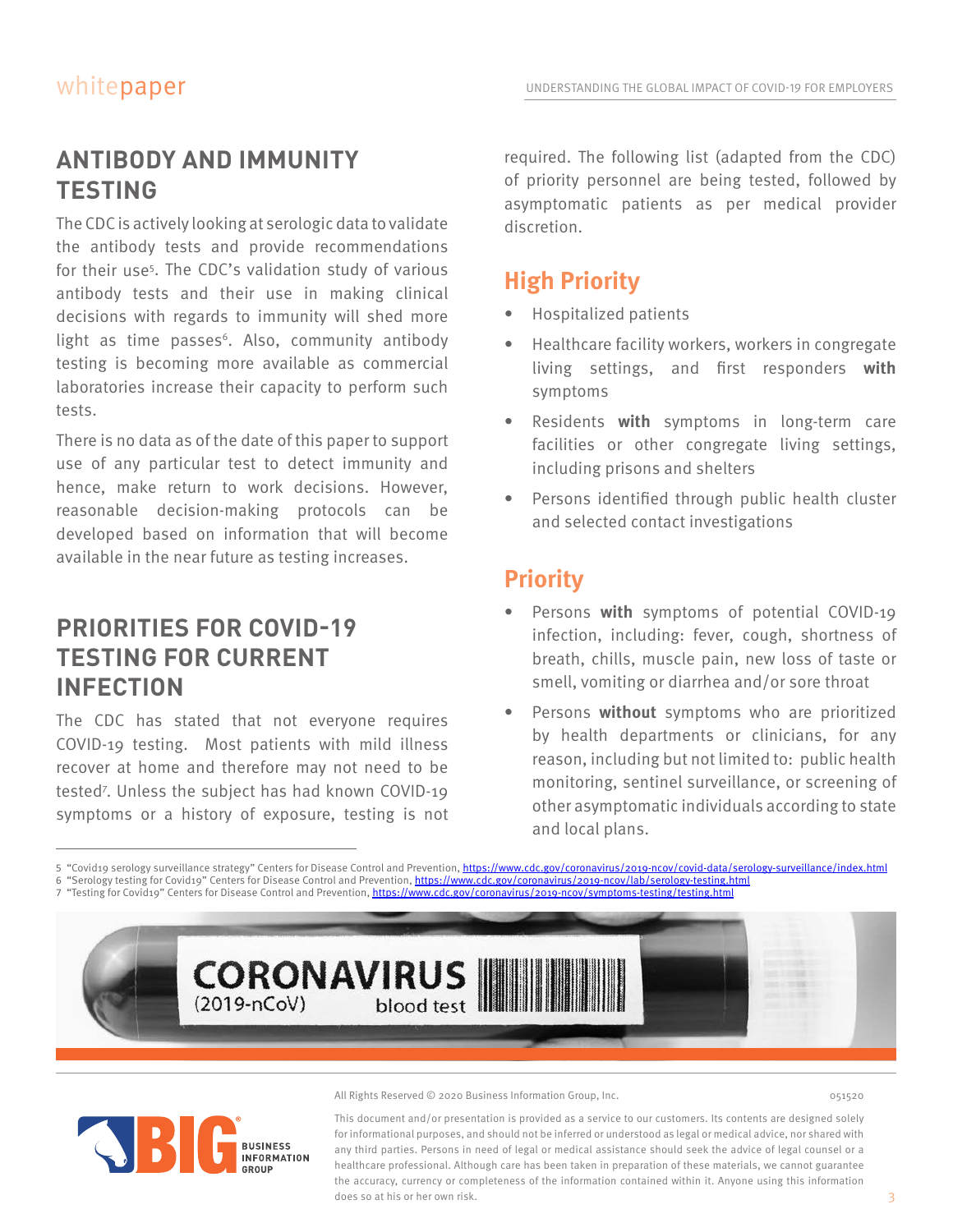## ANTIBODY AND IMMUNITY TESTING

The CDC is actively looking at serologic data to validate the antibody tests and provide recommendations for their use[5]. The CDC's validation study of various antibody tests and their use in making clinical decisions with regards to immunity will shed more light as time passes[6]. Also, community antibody testing is becoming more available as commercial laboratories increase their capacity to perform such tests.

There is no data as of the date of this paper to support use of any particular test to detect immunity and hence, make return to work decisions. However, reasonable decision-making protocols can be developed based on information that will become available in the near future as testing increases.

## PRIORITIES FOR COVID-19 TESTING FOR CURRENT INFECTION

The CDC has stated that not everyone requires COVID-19 testing. Most patients with mild illness recover at home and therefore may not need to be tested[7]. Unless the subject has had known COVID-19 symptoms or a history of exposure, testing is not required. The following list (adapted from the CDC) of priority personnel are being tested, followed by asymptomatic patients as per medical provider discretion.

### High Priority

- Hospitalized patients
- Healthcare facility workers, workers in congregate living settings, and first responders **with** symptoms
- Residents **with** symptoms in long-term care facilities or other congregate living settings, including prisons and shelters
- Persons identified through public health cluster and selected contact investigations

### Priority

- Persons **with** symptoms of potential COVID-19 infection, including: fever, cough, shortness of breath, chills, muscle pain, new loss of taste or smell, vomiting or diarrhea and/or sore throat
- Persons **without** symptoms who are prioritized by health departments or clinicians, for any reason, including but not limited to: public health monitoring, sentinel surveillance, or screening of other asymptomatic individuals according to state and local plans.

---

5 "Covid19 serology surveillance strategy" Centers for Disease Control and Prevention, https://www.cdc.gov/coronavirus/2019-ncov/covid-data/serology-surveillance/index.html

6 "Serology testing for Covid19" Centers for Disease Control and Prevention, https://www.cdc.gov/coronavirus/2019-ncov/lab/serology-testing.html

7 "Testing for Covid19" Centers for Disease Control and Prevention, https://www.cdc.gov/coronavirus/2019-ncov/symptoms-testing/testing.html

All Rights Reserved © 2020 Business Information Group, Inc. 051520

This document and/or presentation is provided as a service to our customers. Its contents are designed solely for informational purposes, and should not be inferred or understood as legal or medical advice, nor shared with any third parties. Persons in need of legal or medical assistance should seek the advice of legal counsel or a healthcare professional. Although care has been taken in preparation of these materials, we cannot guarantee the accuracy, currency or completeness of the information contained within it. Anyone using this information does so at his or her own risk.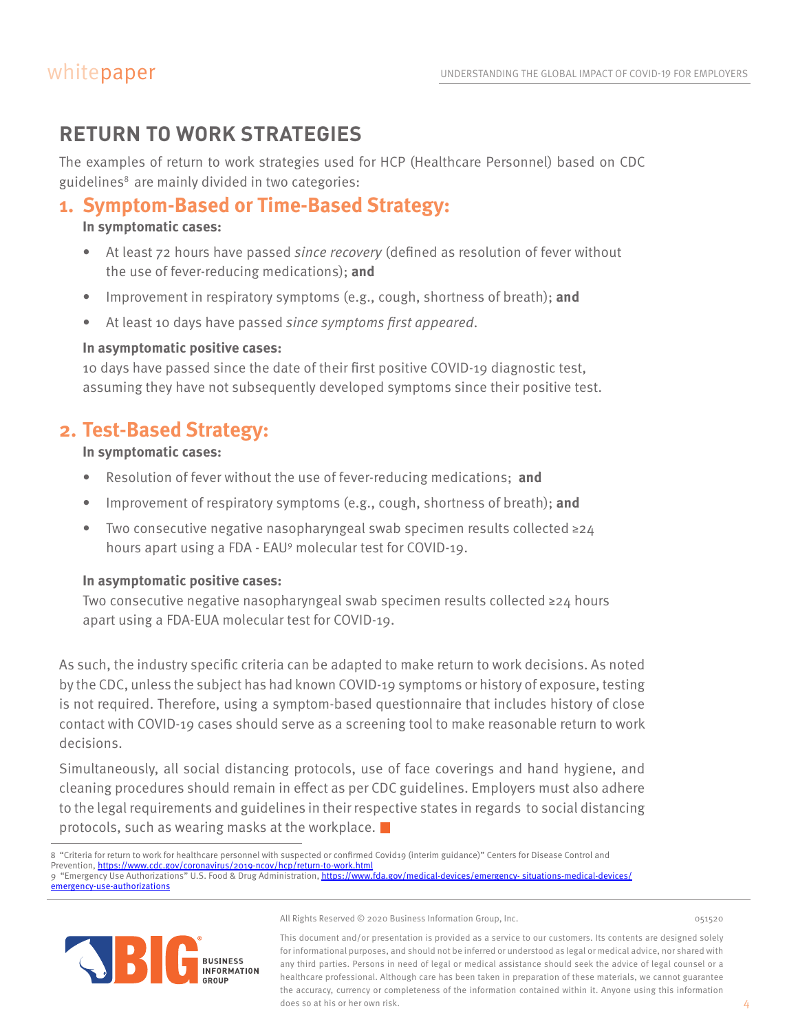## RETURN TO WORK STRATEGIES

The examples of return to work strategies used for HCP (Healthcare Personnel) based on CDC guidelines[8] are mainly divided in two categories:

### 1. Symptom-Based or Time-Based Strategy:

**In symptomatic cases:**

- At least 72 hours have passed *since recovery* (defined as resolution of fever without the use of fever-reducing medications); **and**
- Improvement in respiratory symptoms (e.g., cough, shortness of breath); **and**
- At least 10 days have passed *since symptoms first appeared*.

**In asymptomatic positive cases:**

10 days have passed since the date of their first positive COVID-19 diagnostic test, assuming they have not subsequently developed symptoms since their positive test.

### 2. Test-Based Strategy:

**In symptomatic cases:**

- Resolution of fever without the use of fever-reducing medications; **and**
- Improvement of respiratory symptoms (e.g., cough, shortness of breath); **and**
- Two consecutive negative nasopharyngeal swab specimen results collected ≥24 hours apart using a FDA - EAU[9] molecular test for COVID-19.

**In asymptomatic positive cases:**

Two consecutive negative nasopharyngeal swab specimen results collected ≥24 hours apart using a FDA-EUA molecular test for COVID-19.

As such, the industry specific criteria can be adapted to make return to work decisions. As noted by the CDC, unless the subject has had known COVID-19 symptoms or history of exposure, testing is not required. Therefore, using a symptom-based questionnaire that includes history of close contact with COVID-19 cases should serve as a screening tool to make reasonable return to work decisions.

Simultaneously, all social distancing protocols, use of face coverings and hand hygiene, and cleaning procedures should remain in effect as per CDC guidelines. Employers must also adhere to the legal requirements and guidelines in their respective states in regards to social distancing protocols, such as wearing masks at the workplace.

---

8 "Criteria for return to work for healthcare personnel with suspected or confirmed Covid19 (interim guidance)" Centers for Disease Control and Prevention, https://www.cdc.gov/coronavirus/2019-ncov/hcp/return-to-work.html

9 "Emergency Use Authorizations" U.S. Food & Drug Administration, https://www.fda.gov/medical-devices/emergency- situations-medical-devices/emergency-use-authorizations

All Rights Reserved © 2020 Business Information Group, Inc. 051520

This document and/or presentation is provided as a service to our customers. Its contents are designed solely for informational purposes, and should not be inferred or understood as legal or medical advice, nor shared with any third parties. Persons in need of legal or medical assistance should seek the advice of legal counsel or a healthcare professional. Although care has been taken in preparation of these materials, we cannot guarantee the accuracy, currency or completeness of the information contained within it. Anyone using this information does so at his or her own risk.